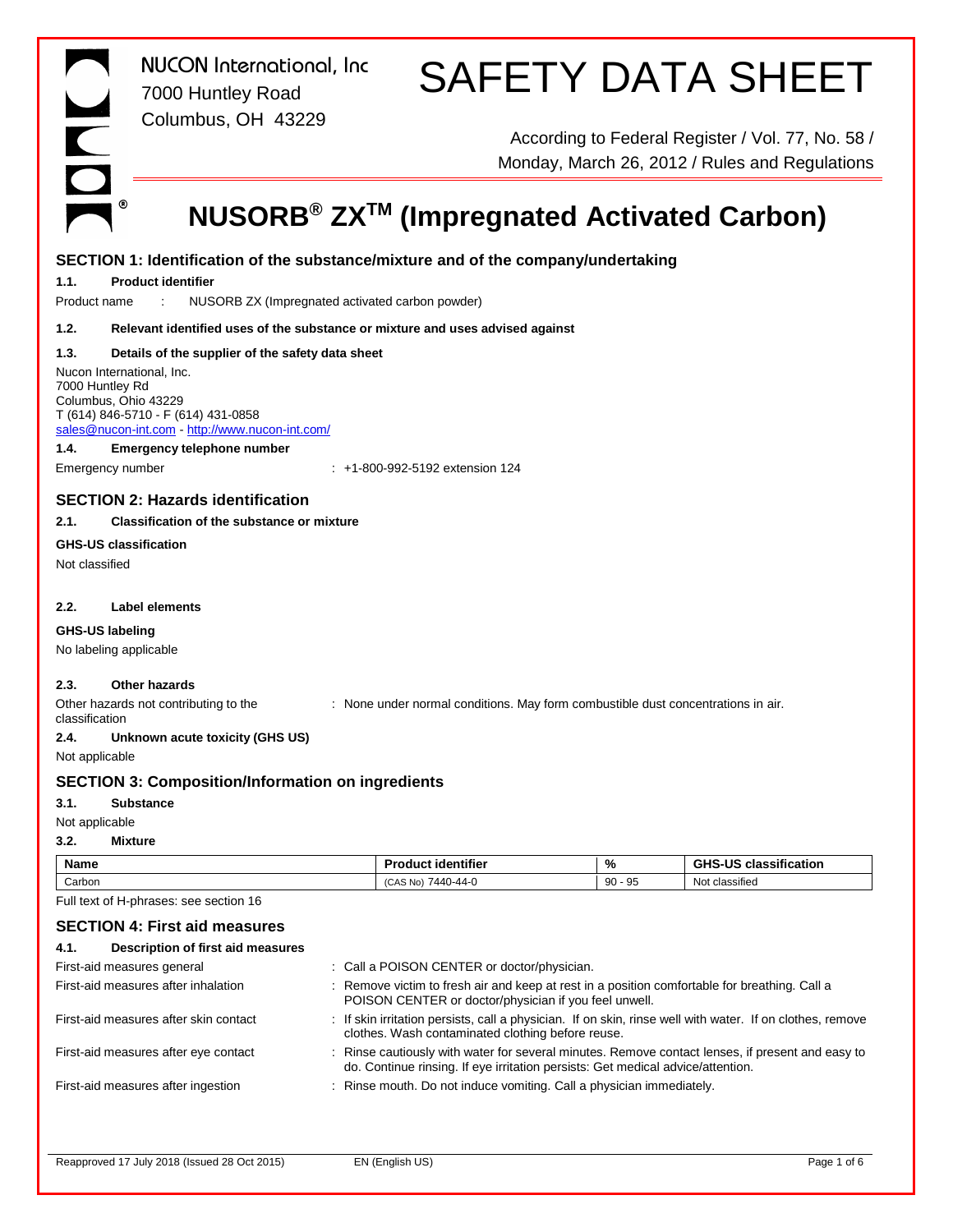NUCON International, Inc
7000 Huntley Road
Columbus, OH 43229

# SAFETY DATA SHEET

According to Federal Register / Vol. 77, No. 58 / Monday, March 26, 2012 / Rules and Regulations

# NUSORB® ZXTM (Impregnated Activated Carbon)

## SECTION 1: Identification of the substance/mixture and of the company/undertaking

### 1.1. Product identifier

Product name : NUSORB ZX (Impregnated activated carbon powder)

### 1.2. Relevant identified uses of the substance or mixture and uses advised against

### 1.3. Details of the supplier of the safety data sheet

Nucon International, Inc.
7000 Huntley Rd
Columbus, Ohio 43229
T (614) 846-5710 - F (614) 431-0858
sales@nucon-int.com - http://www.nucon-int.com/

### 1.4. Emergency telephone number

Emergency number : +1-800-992-5192 extension 124

## SECTION 2: Hazards identification

### 2.1. Classification of the substance or mixture

**GHS-US classification**

Not classified

### 2.2. Label elements

**GHS-US labeling**

No labeling applicable

### 2.3. Other hazards

Other hazards not contributing to the classification : None under normal conditions. May form combustible dust concentrations in air.

### 2.4. Unknown acute toxicity (GHS US)

Not applicable

## SECTION 3: Composition/Information on ingredients

### 3.1. Substance

Not applicable

### 3.2. Mixture

| Name | Product identifier | % | GHS-US classification |
|---|---|---|---|
| Carbon | (CAS No) 7440-44-0 | 90 - 95 | Not classified |

Full text of H-phrases: see section 16

## SECTION 4: First aid measures

### 4.1. Description of first aid measures

First-aid measures general : Call a POISON CENTER or doctor/physician.

First-aid measures after inhalation : Remove victim to fresh air and keep at rest in a position comfortable for breathing. Call a POISON CENTER or doctor/physician if you feel unwell.

First-aid measures after skin contact : If skin irritation persists, call a physician. If on skin, rinse well with water. If on clothes, remove clothes. Wash contaminated clothing before reuse.

First-aid measures after eye contact : Rinse cautiously with water for several minutes. Remove contact lenses, if present and easy to do. Continue rinsing. If eye irritation persists: Get medical advice/attention.

First-aid measures after ingestion : Rinse mouth. Do not induce vomiting. Call a physician immediately.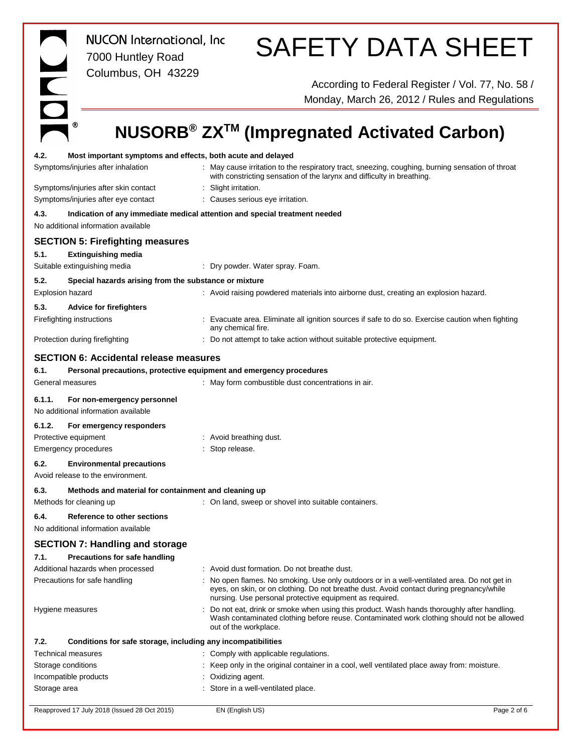#### 4.2. Most important symptoms and effects, both acute and delayed

| | |
|---|---|
| Symptoms/injuries after inhalation | : May cause irritation to the respiratory tract, sneezing, coughing, burning sensation of throat with constricting sensation of the larynx and difficulty in breathing. |
| Symptoms/injuries after skin contact | : Slight irritation. |
| Symptoms/injuries after eye contact | : Causes serious eye irritation. |

#### 4.3. Indication of any immediate medical attention and special treatment needed

No additional information available

## SECTION 5: Firefighting measures

#### 5.1. Extinguishing media

| | |
|---|---|
| Suitable extinguishing media | : Dry powder. Water spray. Foam. |

#### 5.2. Special hazards arising from the substance or mixture

| | |
|---|---|
| Explosion hazard | : Avoid raising powdered materials into airborne dust, creating an explosion hazard. |

#### 5.3. Advice for firefighters

| | |
|---|---|
| Firefighting instructions | : Evacuate area. Eliminate all ignition sources if safe to do so. Exercise caution when fighting any chemical fire. |
| Protection during firefighting | : Do not attempt to take action without suitable protective equipment. |

## SECTION 6: Accidental release measures

#### 6.1. Personal precautions, protective equipment and emergency procedures

| | |
|---|---|
| General measures | : May form combustible dust concentrations in air. |

#### 6.1.1. For non-emergency personnel

No additional information available

#### 6.1.2. For emergency responders

| | |
|---|---|
| Protective equipment | : Avoid breathing dust. |
| Emergency procedures | : Stop release. |

#### 6.2. Environmental precautions

Avoid release to the environment.

#### 6.3. Methods and material for containment and cleaning up

| | |
|---|---|
| Methods for cleaning up | : On land, sweep or shovel into suitable containers. |

#### 6.4. Reference to other sections

No additional information available

## SECTION 7: Handling and storage

#### 7.1. Precautions for safe handling

| | |
|---|---|
| Additional hazards when processed | : Avoid dust formation. Do not breathe dust. |
| Precautions for safe handling | : No open flames. No smoking. Use only outdoors or in a well-ventilated area. Do not get in eyes, on skin, or on clothing. Do not breathe dust. Avoid contact during pregnancy/while nursing. Use personal protective equipment as required. |
| Hygiene measures | : Do not eat, drink or smoke when using this product. Wash hands thoroughly after handling. Wash contaminated clothing before reuse. Contaminated work clothing should not be allowed out of the workplace. |

#### 7.2. Conditions for safe storage, including any incompatibilities

| | |
|---|---|
| Technical measures | : Comply with applicable regulations. |
| Storage conditions | : Keep only in the original container in a cool, well ventilated place away from: moisture. |
| Incompatible products | : Oxidizing agent. |
| Storage area | : Store in a well-ventilated place. |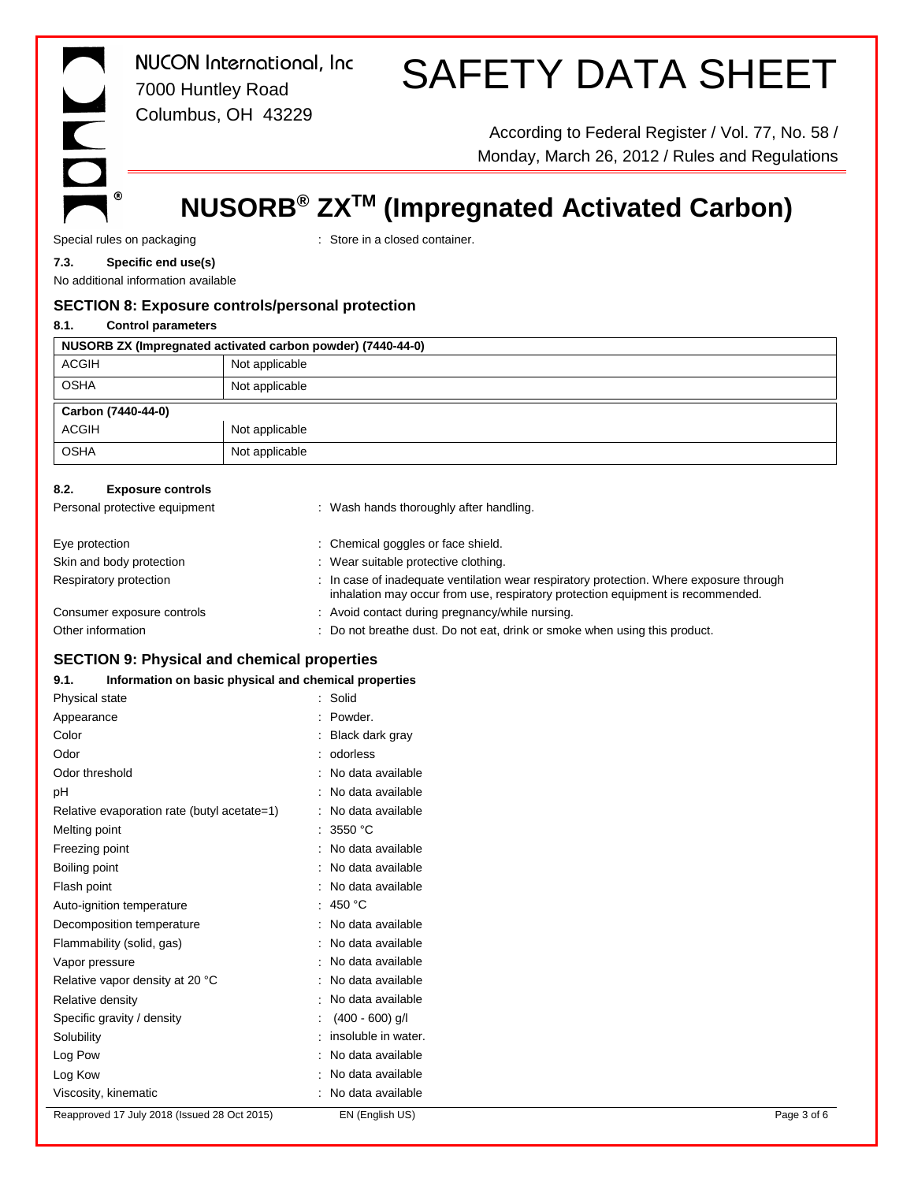Special rules on packaging : Store in a closed container.

**7.3. Specific end use(s)**

No additional information available

## SECTION 8: Exposure controls/personal protection

**8.1. Control parameters**

| NUSORB ZX (Impregnated activated carbon powder) (7440-44-0) | |
|---|---|
| ACGIH | Not applicable |
| OSHA | Not applicable |

| Carbon (7440-44-0) | |
|---|---|
| ACGIH | Not applicable |
| OSHA | Not applicable |

**8.2. Exposure controls**

Personal protective equipment : Wash hands thoroughly after handling.

Eye protection : Chemical goggles or face shield.

Skin and body protection : Wear suitable protective clothing.

Respiratory protection : In case of inadequate ventilation wear respiratory protection. Where exposure through inhalation may occur from use, respiratory protection equipment is recommended.

Consumer exposure controls : Avoid contact during pregnancy/while nursing.

Other information : Do not breathe dust. Do not eat, drink or smoke when using this product.

## SECTION 9: Physical and chemical properties

**9.1. Information on basic physical and chemical properties**

Physical state : Solid

Appearance : Powder.

Color : Black dark gray

Odor : odorless

Odor threshold : No data available

pH : No data available

Relative evaporation rate (butyl acetate=1) : No data available

Melting point : 3550 °C

Freezing point : No data available

Boiling point : No data available

Flash point : No data available

Auto-ignition temperature : 450 °C

Decomposition temperature : No data available

Flammability (solid, gas) : No data available

Vapor pressure : No data available

Relative vapor density at 20 °C : No data available

Relative density : No data available

Specific gravity / density : (400 - 600) g/l

Solubility : insoluble in water.

Log Pow : No data available

Log Kow : No data available

Viscosity, kinematic : No data available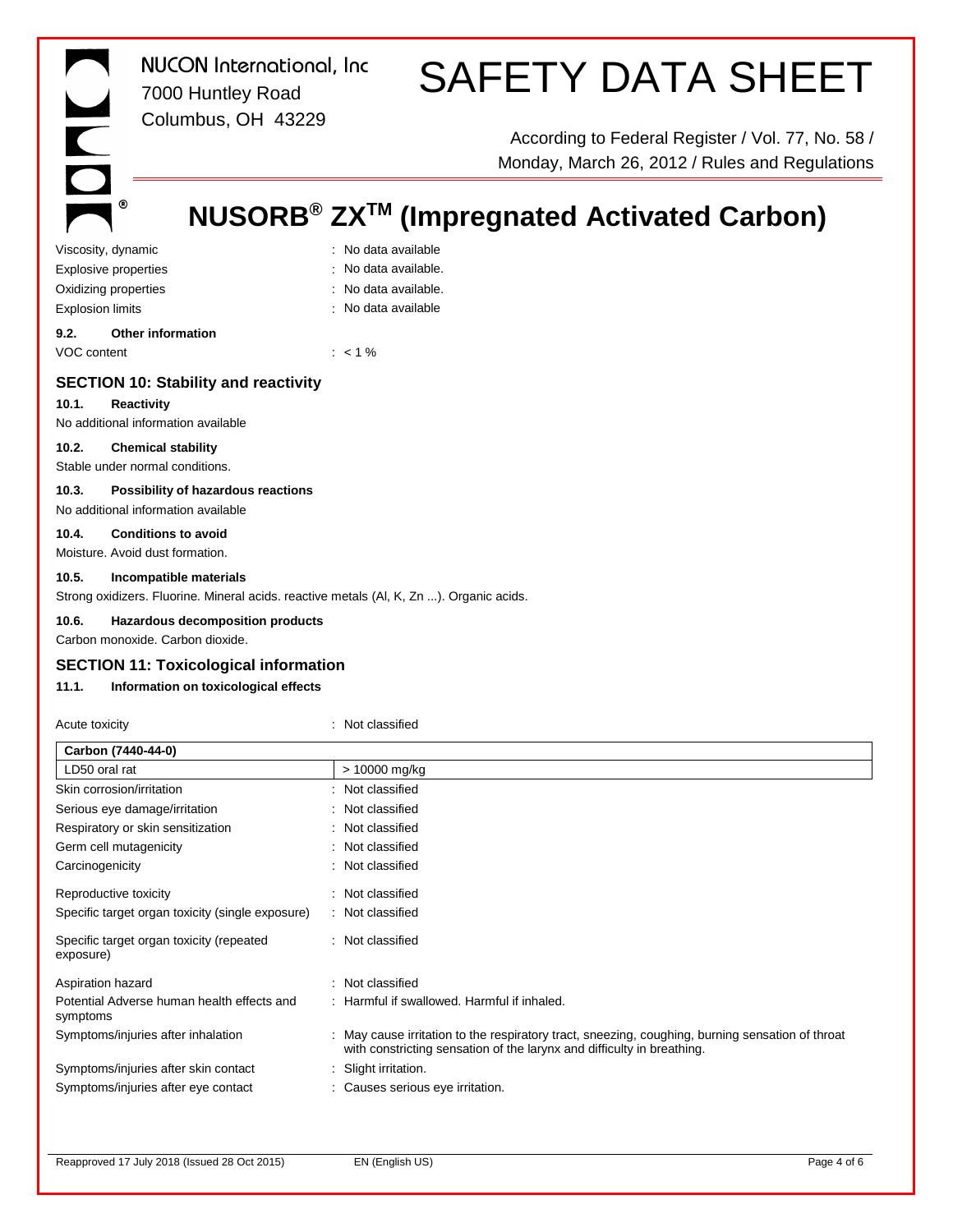Viscosity, dynamic : No data available

Explosive properties : No data available.

Oxidizing properties : No data available.

Explosion limits : No data available

**9.2. Other information**

VOC content : < 1 %

## SECTION 10: Stability and reactivity

**10.1. Reactivity**

No additional information available

**10.2. Chemical stability**

Stable under normal conditions.

**10.3. Possibility of hazardous reactions**

No additional information available

**10.4. Conditions to avoid**

Moisture. Avoid dust formation.

**10.5. Incompatible materials**

Strong oxidizers. Fluorine. Mineral acids. reactive metals (Al, K, Zn ...). Organic acids.

**10.6. Hazardous decomposition products**

Carbon monoxide. Carbon dioxide.

## SECTION 11: Toxicological information

**11.1. Information on toxicological effects**

Acute toxicity : Not classified

| **Carbon (7440-44-0)** | |
|---|---|
| LD50 oral rat | > 10000 mg/kg |

Skin corrosion/irritation : Not classified

Serious eye damage/irritation : Not classified

Respiratory or skin sensitization : Not classified

Germ cell mutagenicity : Not classified

Carcinogenicity : Not classified

Reproductive toxicity : Not classified

Specific target organ toxicity (single exposure) : Not classified

Specific target organ toxicity (repeated exposure) : Not classified

Aspiration hazard : Not classified

Potential Adverse human health effects and symptoms : Harmful if swallowed. Harmful if inhaled.

Symptoms/injuries after inhalation : May cause irritation to the respiratory tract, sneezing, coughing, burning sensation of throat with constricting sensation of the larynx and difficulty in breathing.

Symptoms/injuries after skin contact : Slight irritation.

Symptoms/injuries after eye contact : Causes serious eye irritation.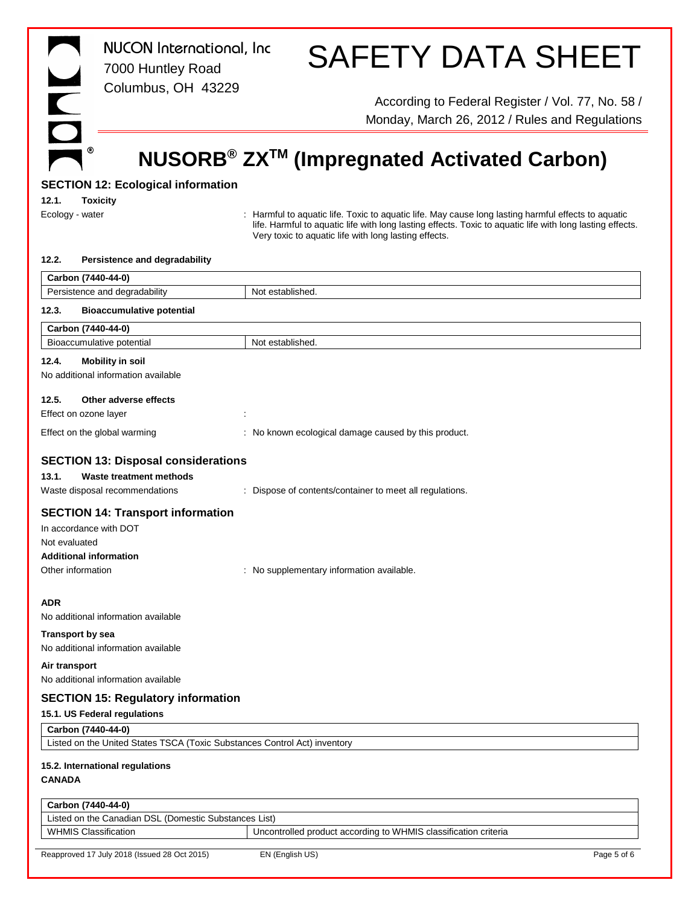# NUSORB® ZX™ (Impregnated Activated Carbon)

## SECTION 12: Ecological information

### 12.1. Toxicity

Ecology - water : Harmful to aquatic life. Toxic to aquatic life. May cause long lasting harmful effects to aquatic life. Harmful to aquatic life with long lasting effects. Toxic to aquatic life with long lasting effects. Very toxic to aquatic life with long lasting effects.

### 12.2. Persistence and degradability

| Carbon (7440-44-0) | |
|---|---|
| Persistence and degradability | Not established. |

### 12.3. Bioaccumulative potential

| Carbon (7440-44-0) | |
|---|---|
| Bioaccumulative potential | Not established. |

### 12.4. Mobility in soil

No additional information available

### 12.5. Other adverse effects

Effect on ozone layer :

Effect on the global warming : No known ecological damage caused by this product.

## SECTION 13: Disposal considerations

### 13.1. Waste treatment methods

Waste disposal recommendations : Dispose of contents/container to meet all regulations.

## SECTION 14: Transport information

In accordance with DOT

Not evaluated

**Additional information**

Other information : No supplementary information available.

**ADR**

No additional information available

**Transport by sea**

No additional information available

**Air transport**

No additional information available

## SECTION 15: Regulatory information

### 15.1. US Federal regulations

| Carbon (7440-44-0) |
|---|
| Listed on the United States TSCA (Toxic Substances Control Act) inventory |

### 15.2. International regulations

**CANADA**

| Carbon (7440-44-0) | |
|---|---|
| Listed on the Canadian DSL (Domestic Substances List) | |
| WHMIS Classification | Uncontrolled product according to WHMIS classification criteria |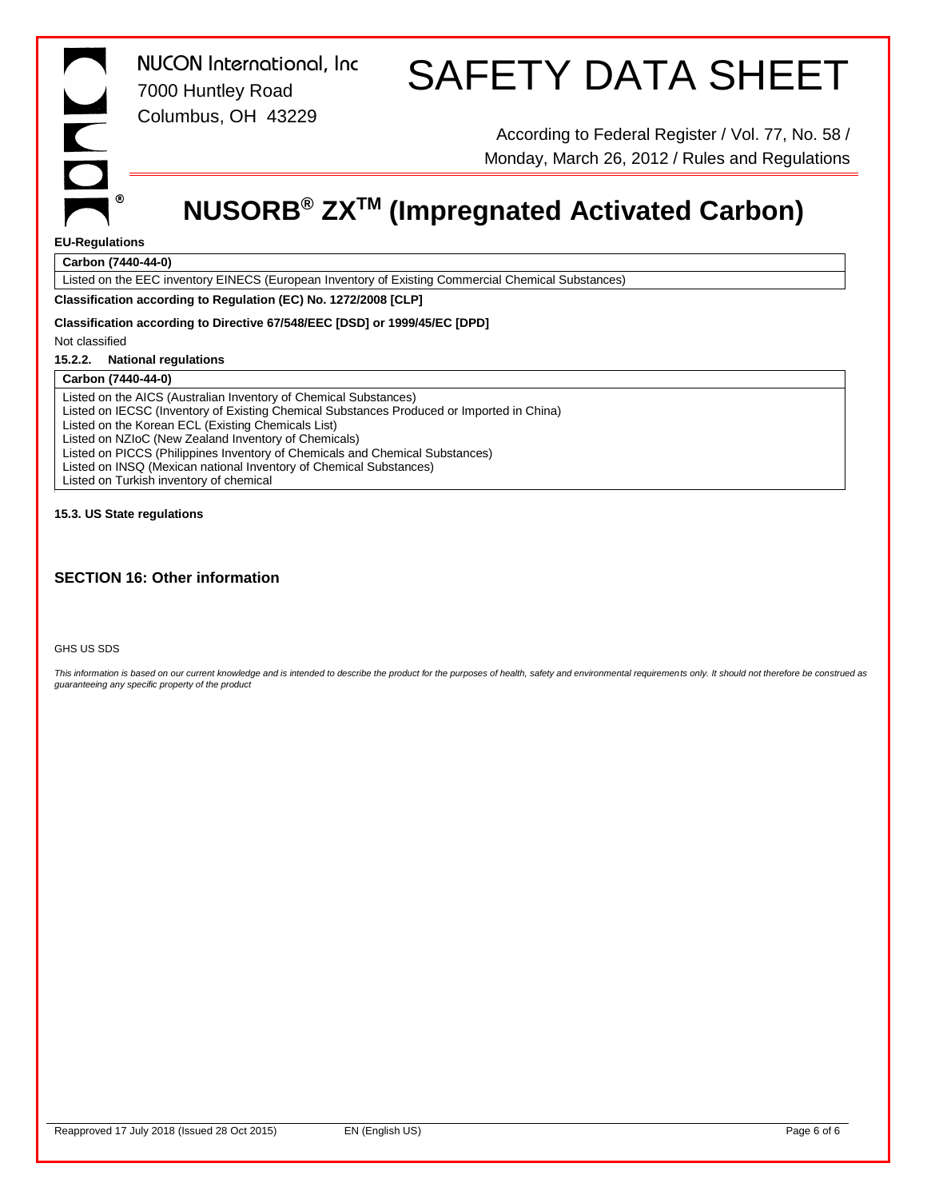**EU-Regulations**

| Carbon (7440-44-0) |
| --- |
| Listed on the EEC inventory EINECS (European Inventory of Existing Commercial Chemical Substances) |

**Classification according to Regulation (EC) No. 1272/2008 [CLP]**

**Classification according to Directive 67/548/EEC [DSD] or 1999/45/EC [DPD]**

Not classified

#### 15.2.2. National regulations

| Carbon (7440-44-0) |
| --- |
| Listed on the AICS (Australian Inventory of Chemical Substances)<br>Listed on IECSC (Inventory of Existing Chemical Substances Produced or Imported in China)<br>Listed on the Korean ECL (Existing Chemicals List)<br>Listed on NZIoC (New Zealand Inventory of Chemicals)<br>Listed on PICCS (Philippines Inventory of Chemicals and Chemical Substances)<br>Listed on INSQ (Mexican national Inventory of Chemical Substances)<br>Listed on Turkish inventory of chemical |

#### 15.3. US State regulations

## SECTION 16: Other information

GHS US SDS

*This information is based on our current knowledge and is intended to describe the product for the purposes of health, safety and environmental requirements only. It should not therefore be construed as guaranteeing any specific property of the product*